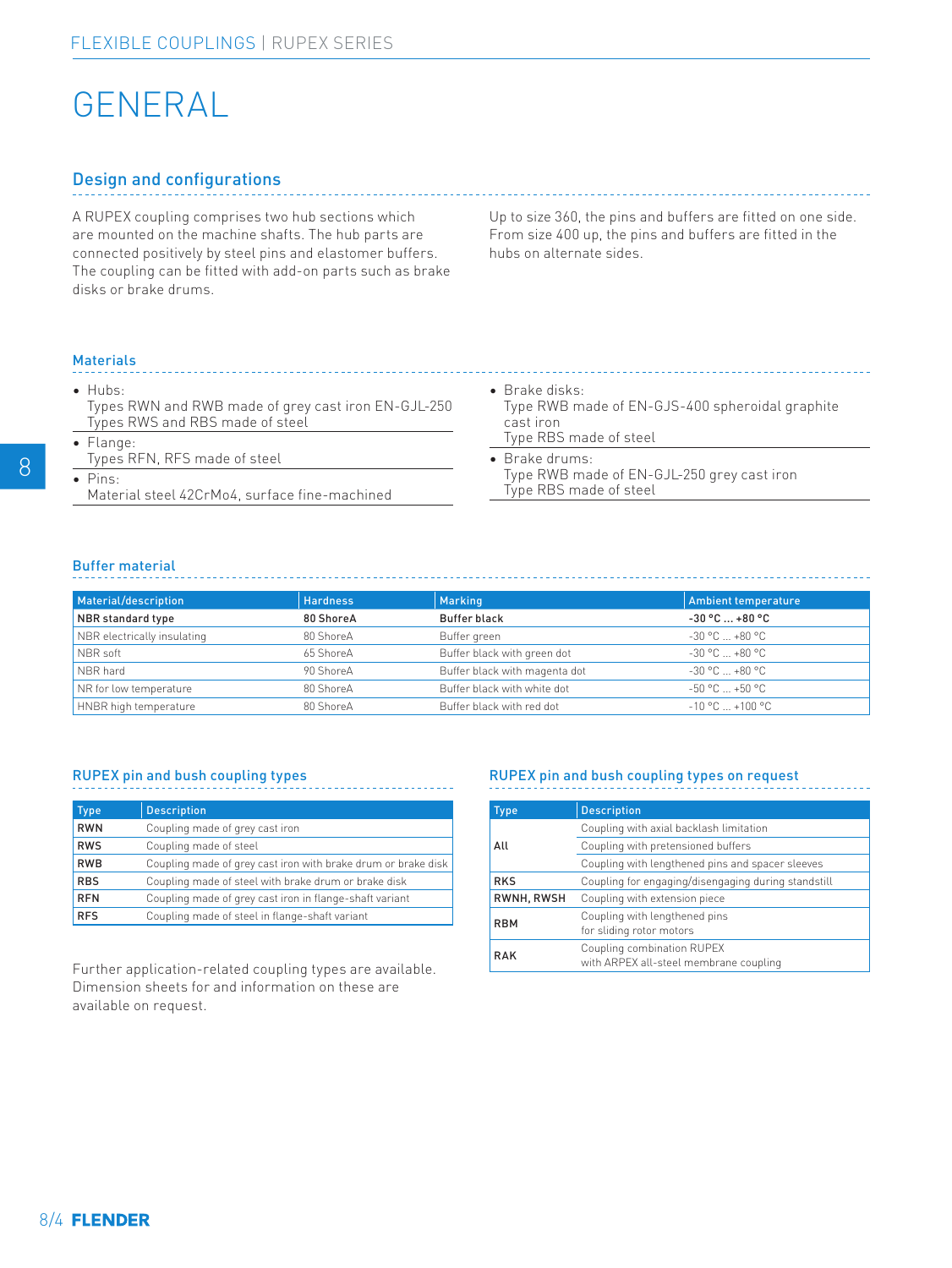# GENERAL

## Design and configurations

A RUPEX coupling comprises two hub sections which are mounted on the machine shafts. The hub parts are connected positively by steel pins and elastomer buffers. The coupling can be fitted with add-on parts such as brake disks or brake drums.

Up to size 360, the pins and buffers are fitted on one side. From size 400 up, the pins and buffers are fitted in the hubs on alternate sides.

## Materials

- Hubs:
  Types RWN and RWB made of grey cast iron EN-GJL-250
  Types RWS and RBS made of steel
- Flange:
  Types RFN, RFS made of steel
- Pins:
  Material steel 42CrMo4, surface fine-machined
- Brake disks:
  Type RWB made of EN-GJS-400 spheroidal graphite cast iron
  Type RBS made of steel
- Brake drums:
  Type RWB made of EN-GJL-250 grey cast iron
  Type RBS made of steel

## Buffer material

| Material/description | Hardness | Marking | Ambient temperature |
|---|---|---|---|
| **NBR standard type** | **80 ShoreA** | **Buffer black** | **-30 °C ... +80 °C** |
| NBR electrically insulating | 80 ShoreA | Buffer green | -30 °C ... +80 °C |
| NBR soft | 65 ShoreA | Buffer black with green dot | -30 °C ... +80 °C |
| NBR hard | 90 ShoreA | Buffer black with magenta dot | -30 °C ... +80 °C |
| NR for low temperature | 80 ShoreA | Buffer black with white dot | -50 °C ... +50 °C |
| HNBR high temperature | 80 ShoreA | Buffer black with red dot | -10 °C ... +100 °C |

## RUPEX pin and bush coupling types

| Type | Description |
|---|---|
| **RWN** | Coupling made of grey cast iron |
| **RWS** | Coupling made of steel |
| **RWB** | Coupling made of grey cast iron with brake drum or brake disk |
| **RBS** | Coupling made of steel with brake drum or brake disk |
| **RFN** | Coupling made of grey cast iron in flange-shaft variant |
| **RFS** | Coupling made of steel in flange-shaft variant |

Further application-related coupling types are available. Dimension sheets for and information on these are available on request.

## RUPEX pin and bush coupling types on request

| Type | Description |
|---|---|
| **All** | Coupling with axial backlash limitation |
| | Coupling with pretensioned buffers |
| | Coupling with lengthened pins and spacer sleeves |
| **RKS** | Coupling for engaging/disengaging during standstill |
| **RWNH, RWSH** | Coupling with extension piece |
| **RBM** | Coupling with lengthened pins for sliding rotor motors |
| **RAK** | Coupling combination RUPEX with ARPEX all-steel membrane coupling |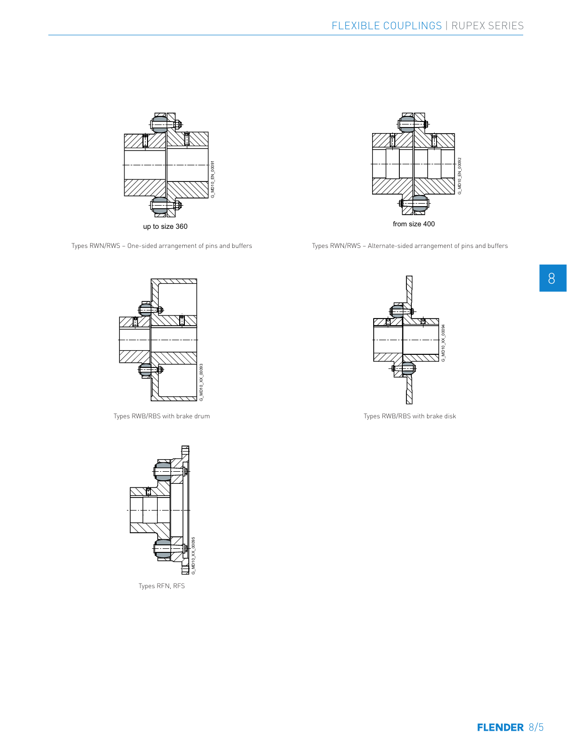up to size 360

Types RWN/RWS – One-sided arrangement of pins and buffers

from size 400

Types RWN/RWS – Alternate-sided arrangement of pins and buffers

Types RWB/RBS with brake drum

Types RWB/RBS with brake disk

Types RFN, RFS